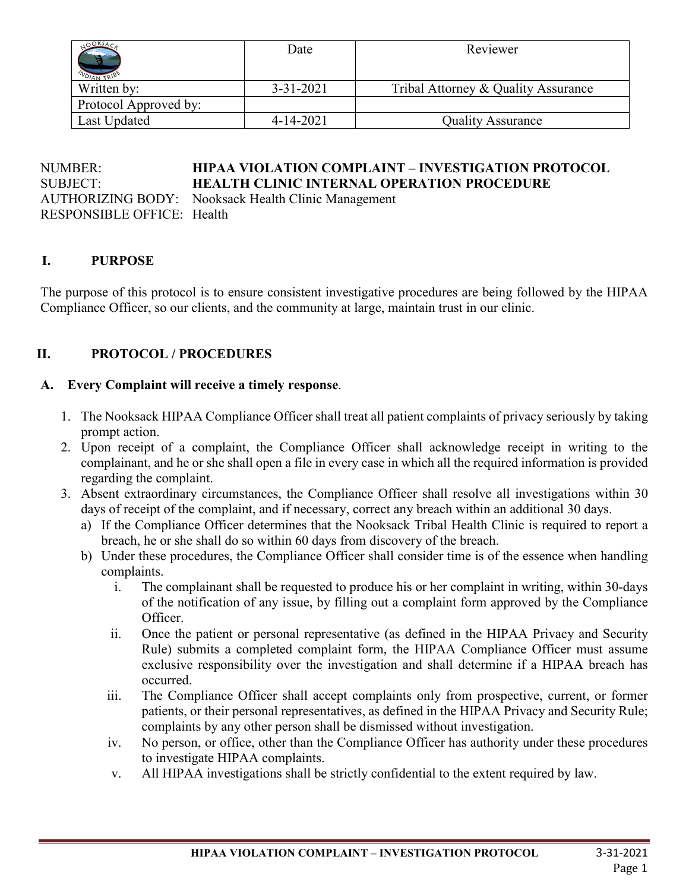| | Date | Reviewer |
| --- | --- | --- |
| Written by: | 3-31-2021 | Tribal Attorney & Quality Assurance |
| Protocol Approved by: | | |
| Last Updated | 4-14-2021 | Quality Assurance |

NUMBER: **HIPAA VIOLATION COMPLAINT – INVESTIGATION PROTOCOL**
SUBJECT: **HEALTH CLINIC INTERNAL OPERATION PROCEDURE**
AUTHORIZING BODY: Nooksack Health Clinic Management
RESPONSIBLE OFFICE: Health

## I. PURPOSE

The purpose of this protocol is to ensure consistent investigative procedures are being followed by the HIPAA Compliance Officer, so our clients, and the community at large, maintain trust in our clinic.

## II. PROTOCOL / PROCEDURES

### A. Every Complaint will receive a timely response.

1. The Nooksack HIPAA Compliance Officer shall treat all patient complaints of privacy seriously by taking prompt action.
2. Upon receipt of a complaint, the Compliance Officer shall acknowledge receipt in writing to the complainant, and he or she shall open a file in every case in which all the required information is provided regarding the complaint.
3. Absent extraordinary circumstances, the Compliance Officer shall resolve all investigations within 30 days of receipt of the complaint, and if necessary, correct any breach within an additional 30 days.
   a) If the Compliance Officer determines that the Nooksack Tribal Health Clinic is required to report a breach, he or she shall do so within 60 days from discovery of the breach.
   b) Under these procedures, the Compliance Officer shall consider time is of the essence when handling complaints.
      i. The complainant shall be requested to produce his or her complaint in writing, within 30-days of the notification of any issue, by filling out a complaint form approved by the Compliance Officer.
      ii. Once the patient or personal representative (as defined in the HIPAA Privacy and Security Rule) submits a completed complaint form, the HIPAA Compliance Officer must assume exclusive responsibility over the investigation and shall determine if a HIPAA breach has occurred.
      iii. The Compliance Officer shall accept complaints only from prospective, current, or former patients, or their personal representatives, as defined in the HIPAA Privacy and Security Rule; complaints by any other person shall be dismissed without investigation.
      iv. No person, or office, other than the Compliance Officer has authority under these procedures to investigate HIPAA complaints.
      v. All HIPAA investigations shall be strictly confidential to the extent required by law.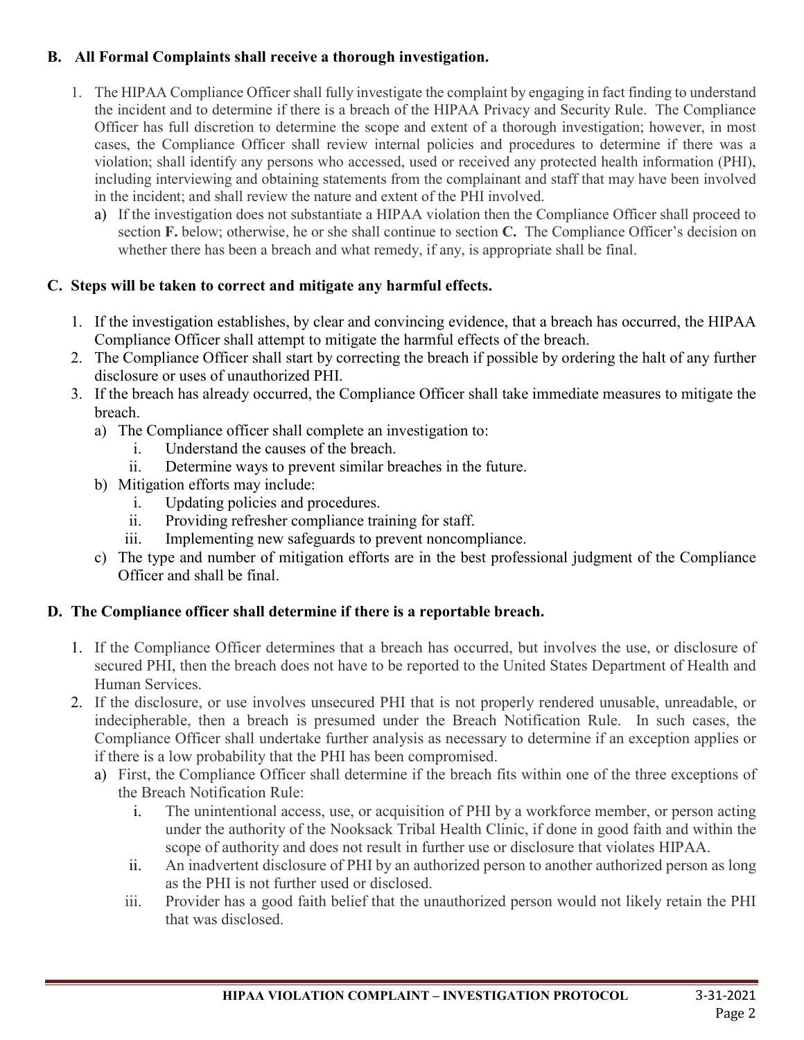## B. All Formal Complaints shall receive a thorough investigation.

1. The HIPAA Compliance Officer shall fully investigate the complaint by engaging in fact finding to understand the incident and to determine if there is a breach of the HIPAA Privacy and Security Rule. The Compliance Officer has full discretion to determine the scope and extent of a thorough investigation; however, in most cases, the Compliance Officer shall review internal policies and procedures to determine if there was a violation; shall identify any persons who accessed, used or received any protected health information (PHI), including interviewing and obtaining statements from the complainant and staff that may have been involved in the incident; and shall review the nature and extent of the PHI involved.
   a) If the investigation does not substantiate a HIPAA violation then the Compliance Officer shall proceed to section **F.** below; otherwise, he or she shall continue to section **C.** The Compliance Officer's decision on whether there has been a breach and what remedy, if any, is appropriate shall be final.

## C. Steps will be taken to correct and mitigate any harmful effects.

1. If the investigation establishes, by clear and convincing evidence, that a breach has occurred, the HIPAA Compliance Officer shall attempt to mitigate the harmful effects of the breach.
2. The Compliance Officer shall start by correcting the breach if possible by ordering the halt of any further disclosure or uses of unauthorized PHI.
3. If the breach has already occurred, the Compliance Officer shall take immediate measures to mitigate the breach.
   a) The Compliance officer shall complete an investigation to:
      i. Understand the causes of the breach.
      ii. Determine ways to prevent similar breaches in the future.
   b) Mitigation efforts may include:
      i. Updating policies and procedures.
      ii. Providing refresher compliance training for staff.
      iii. Implementing new safeguards to prevent noncompliance.
   c) The type and number of mitigation efforts are in the best professional judgment of the Compliance Officer and shall be final.

## D. The Compliance officer shall determine if there is a reportable breach.

1. If the Compliance Officer determines that a breach has occurred, but involves the use, or disclosure of secured PHI, then the breach does not have to be reported to the United States Department of Health and Human Services.
2. If the disclosure, or use involves unsecured PHI that is not properly rendered unusable, unreadable, or indecipherable, then a breach is presumed under the Breach Notification Rule. In such cases, the Compliance Officer shall undertake further analysis as necessary to determine if an exception applies or if there is a low probability that the PHI has been compromised.
   a) First, the Compliance Officer shall determine if the breach fits within one of the three exceptions of the Breach Notification Rule:
      i. The unintentional access, use, or acquisition of PHI by a workforce member, or person acting under the authority of the Nooksack Tribal Health Clinic, if done in good faith and within the scope of authority and does not result in further use or disclosure that violates HIPAA.
      ii. An inadvertent disclosure of PHI by an authorized person to another authorized person as long as the PHI is not further used or disclosed.
      iii. Provider has a good faith belief that the unauthorized person would not likely retain the PHI that was disclosed.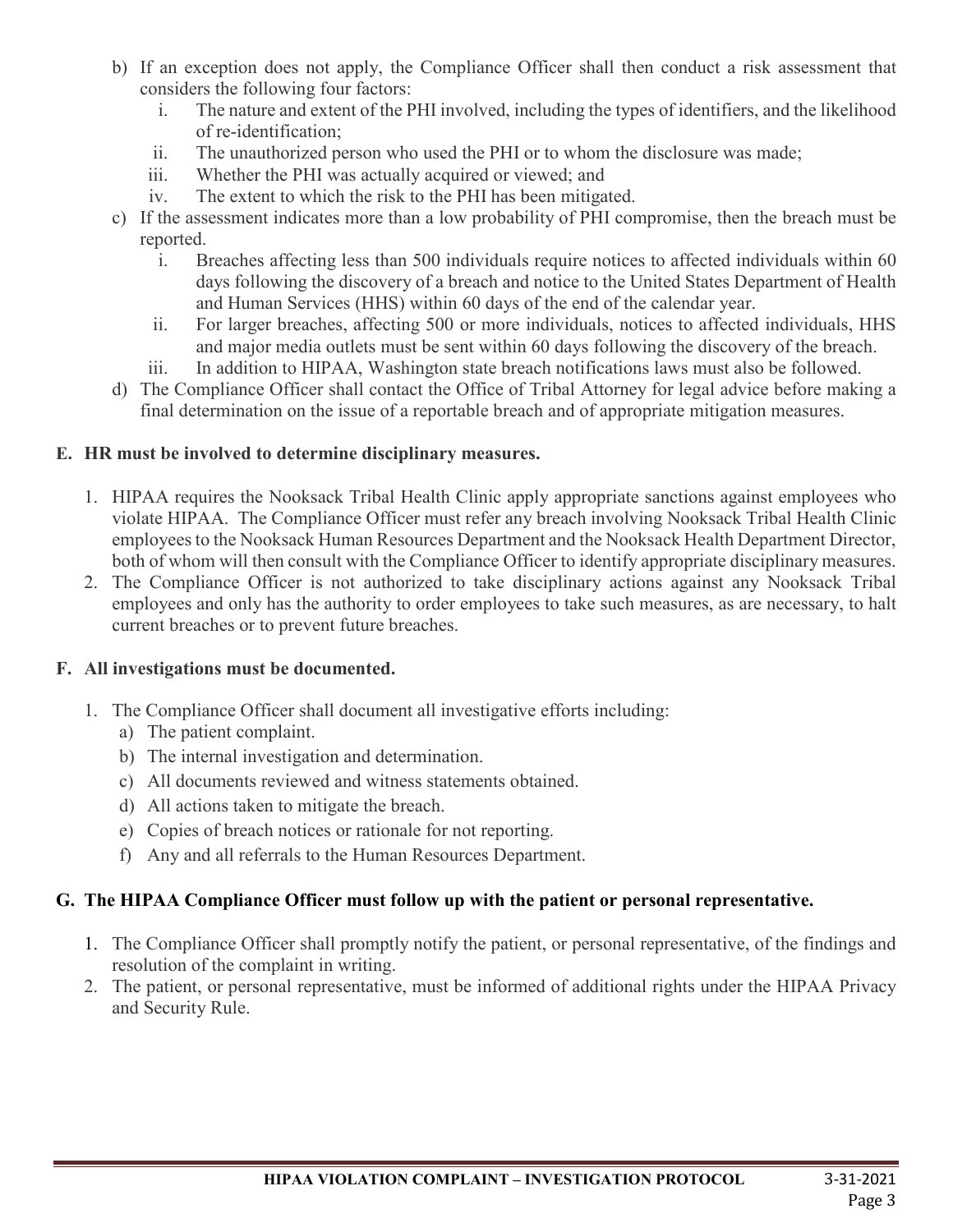b) If an exception does not apply, the Compliance Officer shall then conduct a risk assessment that considers the following four factors:
   i. The nature and extent of the PHI involved, including the types of identifiers, and the likelihood of re-identification;
   ii. The unauthorized person who used the PHI or to whom the disclosure was made;
   iii. Whether the PHI was actually acquired or viewed; and
   iv. The extent to which the risk to the PHI has been mitigated.

c) If the assessment indicates more than a low probability of PHI compromise, then the breach must be reported.
   i. Breaches affecting less than 500 individuals require notices to affected individuals within 60 days following the discovery of a breach and notice to the United States Department of Health and Human Services (HHS) within 60 days of the end of the calendar year.
   ii. For larger breaches, affecting 500 or more individuals, notices to affected individuals, HHS and major media outlets must be sent within 60 days following the discovery of the breach.
   iii. In addition to HIPAA, Washington state breach notifications laws must also be followed.

d) The Compliance Officer shall contact the Office of Tribal Attorney for legal advice before making a final determination on the issue of a reportable breach and of appropriate mitigation measures.

## E. HR must be involved to determine disciplinary measures.

1. HIPAA requires the Nooksack Tribal Health Clinic apply appropriate sanctions against employees who violate HIPAA. The Compliance Officer must refer any breach involving Nooksack Tribal Health Clinic employees to the Nooksack Human Resources Department and the Nooksack Health Department Director, both of whom will then consult with the Compliance Officer to identify appropriate disciplinary measures.
2. The Compliance Officer is not authorized to take disciplinary actions against any Nooksack Tribal employees and only has the authority to order employees to take such measures, as are necessary, to halt current breaches or to prevent future breaches.

## F. All investigations must be documented.

1. The Compliance Officer shall document all investigative efforts including:
   a) The patient complaint.
   b) The internal investigation and determination.
   c) All documents reviewed and witness statements obtained.
   d) All actions taken to mitigate the breach.
   e) Copies of breach notices or rationale for not reporting.
   f) Any and all referrals to the Human Resources Department.

## G. The HIPAA Compliance Officer must follow up with the patient or personal representative.

1. The Compliance Officer shall promptly notify the patient, or personal representative, of the findings and resolution of the complaint in writing.
2. The patient, or personal representative, must be informed of additional rights under the HIPAA Privacy and Security Rule.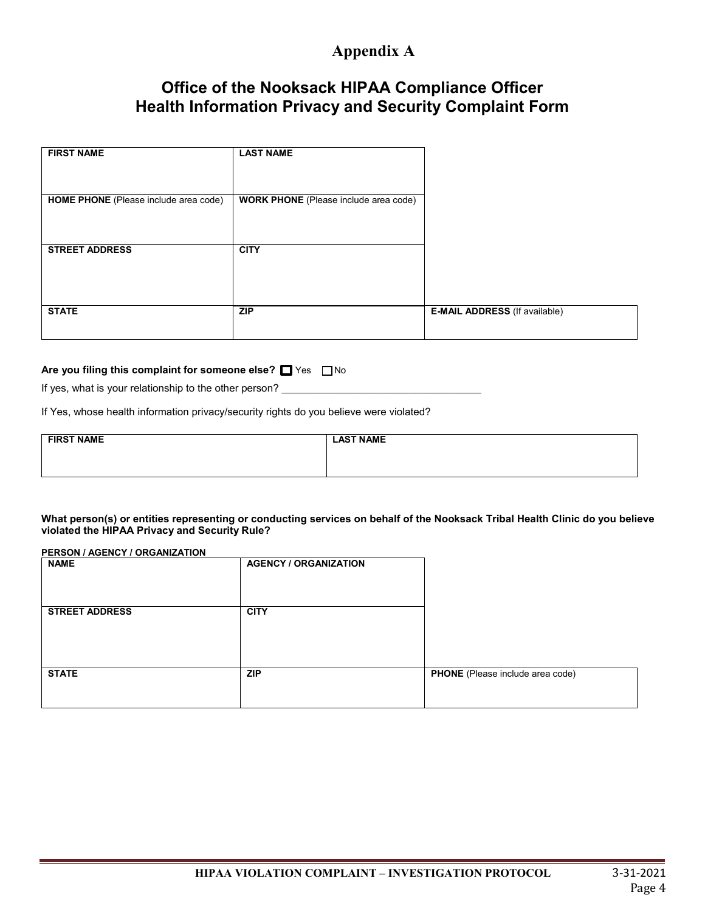# Appendix A

## Office of the Nooksack HIPAA Compliance Officer
## Health Information Privacy and Security Complaint Form

| **FIRST NAME** | **LAST NAME** | |
|---|---|---|
| **HOME PHONE** (Please include area code) | **WORK PHONE** (Please include area code) | |
| **STREET ADDRESS** | **CITY** | |
| **STATE** | **ZIP** | **E-MAIL ADDRESS** (If available) |

**Are you filing this complaint for someone else?** ☐ Yes ☐ No

If yes, what is your relationship to the other person? ___________________________________

If Yes, whose health information privacy/security rights do you believe were violated?

| **FIRST NAME** | **LAST NAME** |
|---|---|
| | |

**What person(s) or entities representing or conducting services on behalf of the Nooksack Tribal Health Clinic do you believe violated the HIPAA Privacy and Security Rule?**

**PERSON / AGENCY / ORGANIZATION**

| **NAME** | **AGENCY / ORGANIZATION** | |
|---|---|---|
| **STREET ADDRESS** | **CITY** | |
| **STATE** | **ZIP** | **PHONE** (Please include area code) |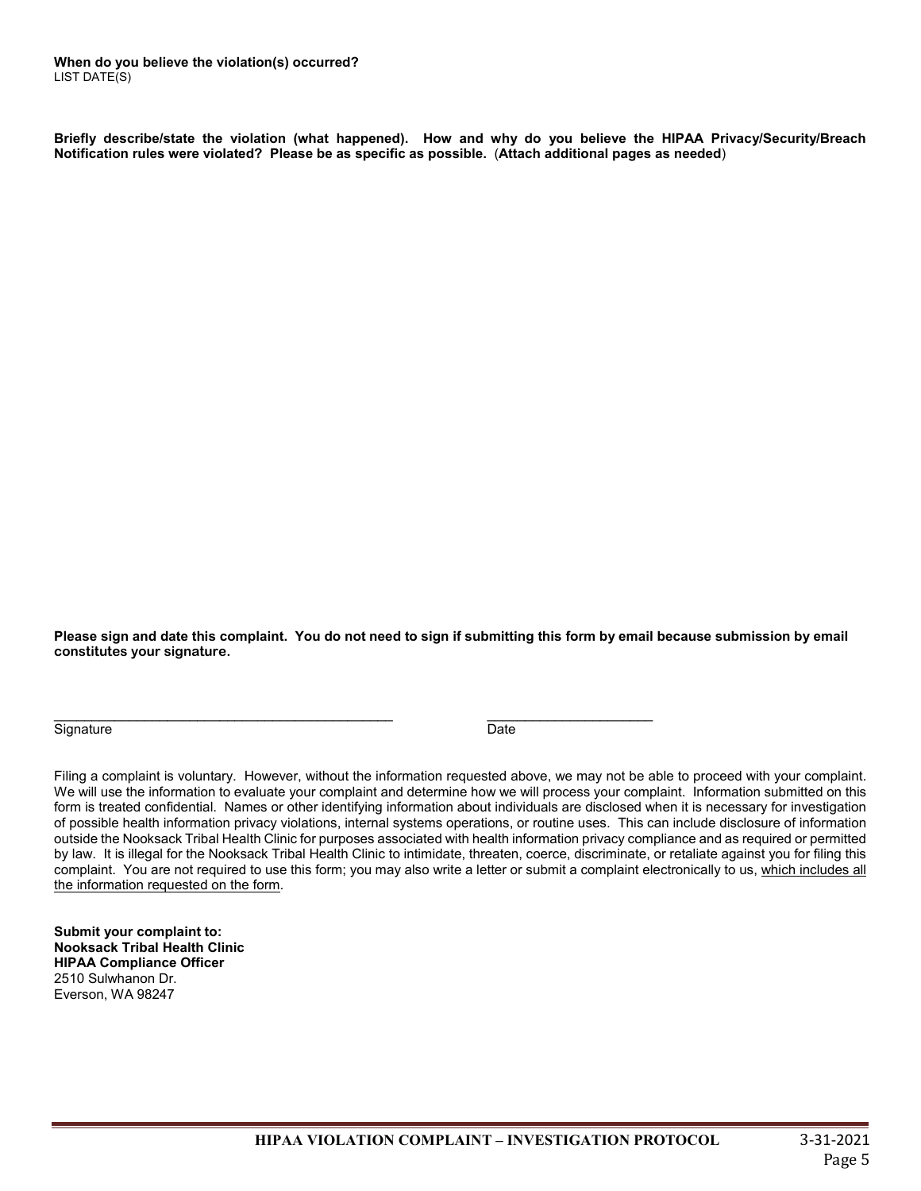**When do you believe the violation(s) occurred?**
LIST DATE(S)

**Briefly describe/state the violation (what happened). How and why do you believe the HIPAA Privacy/Security/Breach Notification rules were violated? Please be as specific as possible.** (**Attach additional pages as needed**)

**Please sign and date this complaint. You do not need to sign if submitting this form by email because submission by email constitutes your signature.**

______________________________________________ ______________________
Signature Date

Filing a complaint is voluntary. However, without the information requested above, we may not be able to proceed with your complaint. We will use the information to evaluate your complaint and determine how we will process your complaint. Information submitted on this form is treated confidential. Names or other identifying information about individuals are disclosed when it is necessary for investigation of possible health information privacy violations, internal systems operations, or routine uses. This can include disclosure of information outside the Nooksack Tribal Health Clinic for purposes associated with health information privacy compliance and as required or permitted by law. It is illegal for the Nooksack Tribal Health Clinic to intimidate, threaten, coerce, discriminate, or retaliate against you for filing this complaint. You are not required to use this form; you may also write a letter or submit a complaint electronically to us, which includes all the information requested on the form.

**Submit your complaint to:**
**Nooksack Tribal Health Clinic**
**HIPAA Compliance Officer**
2510 Sulwhanon Dr.
Everson, WA 98247